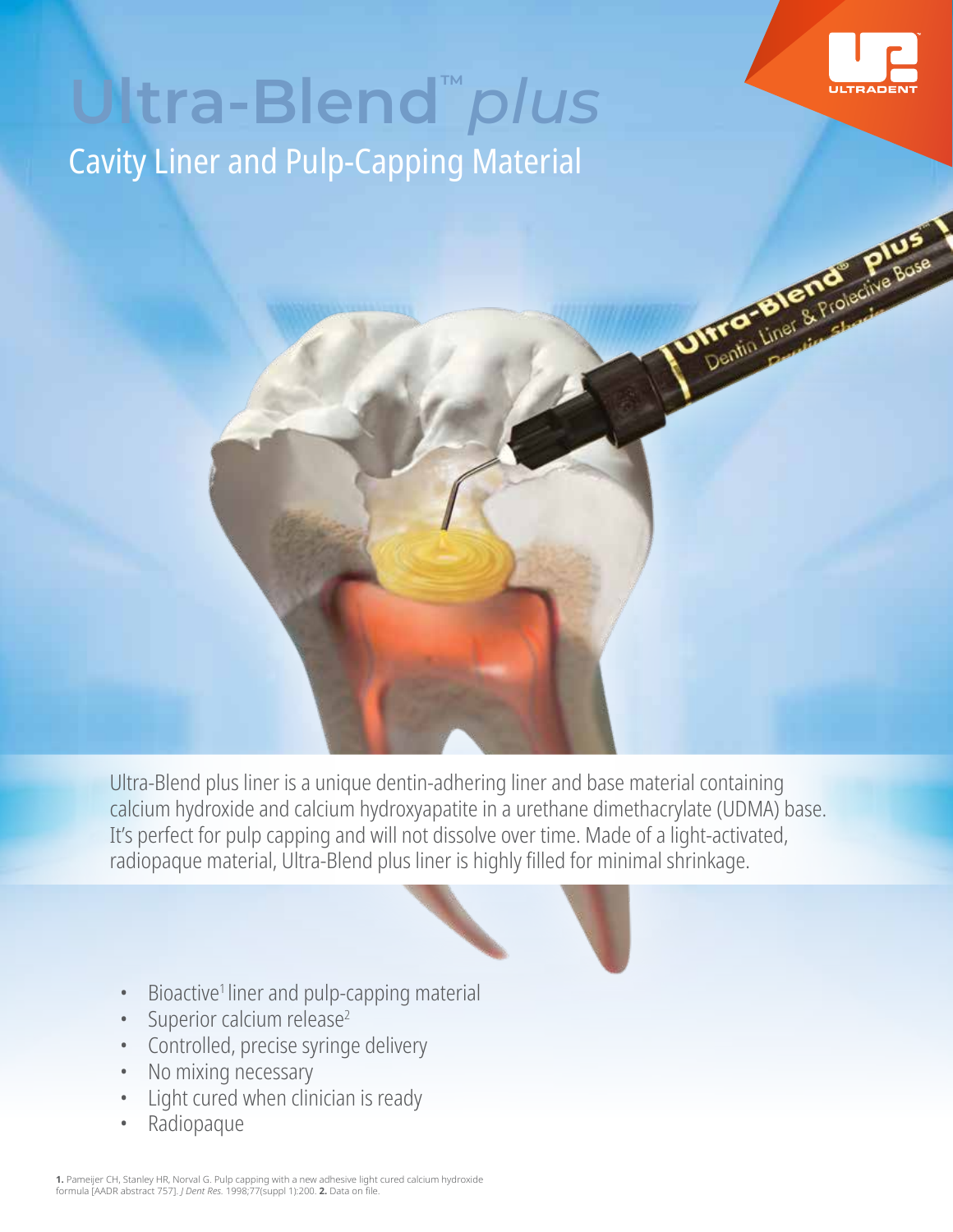# Ultra-Blend™ *plus*

## Cavity Liner and Pulp-Capping Material

Ultra-Blend plus liner is a unique dentin-adhering liner and base material containing calcium hydroxide and calcium hydroxyapatite in a urethane dimethacrylate (UDMA) base. It's perfect for pulp capping and will not dissolve over time. Made of a light-activated, radiopaque material, Ultra-Blend plus liner is highly filled for minimal shrinkage.

- Bioactive[1] liner and pulp-capping material
- Superior calcium release[2]
- Controlled, precise syringe delivery
- No mixing necessary
- Light cured when clinician is ready
- Radiopaque

**1.** Pameijer CH, Stanley HR, Norval G. Pulp capping with a new adhesive light cured calcium hydroxide formula [AADR abstract 757]. *J Dent Res.* 1998;77(suppl 1):200. **2.** Data on file.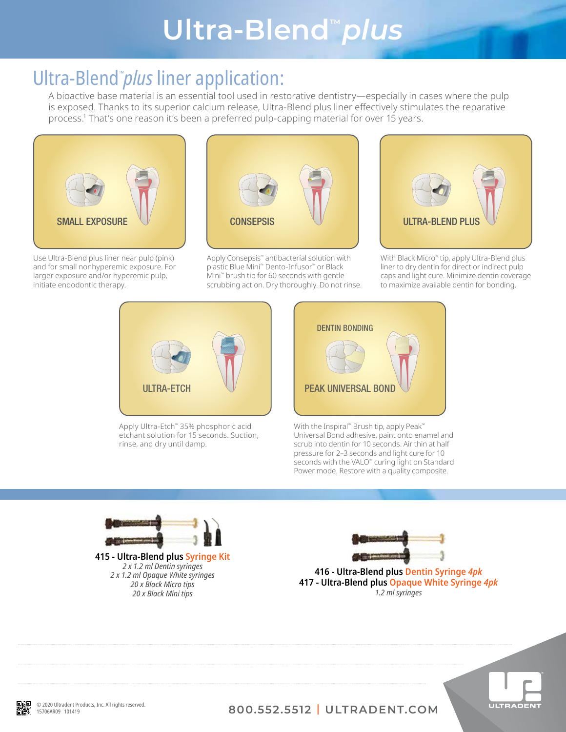# Ultra-Blend™ *plus*

## Ultra-Blend™ *plus* liner application:

A bioactive base material is an essential tool used in restorative dentistry—especially in cases where the pulp is exposed. Thanks to its superior calcium release, Ultra-Blend plus liner effectively stimulates the reparative process.[1] That's one reason it's been a preferred pulp-capping material for over 15 years.

SMALL EXPOSURE

Use Ultra-Blend plus liner near pulp (pink) and for small nonhyperemic exposure. For larger exposure and/or hyperemic pulp, initiate endodontic therapy.

CONSEPSIS

Apply Consepsis™ antibacterial solution with plastic Blue Mini™ Dento-Infusor™ or Black Mini™ brush tip for 60 seconds with gentle scrubbing action. Dry thoroughly. Do not rinse.

ULTRA-BLEND PLUS

With Black Micro™ tip, apply Ultra-Blend plus liner to dry dentin for direct or indirect pulp caps and light cure. Minimize dentin coverage to maximize available dentin for bonding.

ULTRA-ETCH

Apply Ultra-Etch™ 35% phosphoric acid etchant solution for 15 seconds. Suction, rinse, and dry until damp.

DENTIN BONDING
PEAK UNIVERSAL BOND

With the Inspiral™ Brush tip, apply Peak™ Universal Bond adhesive, paint onto enamel and scrub into dentin for 10 seconds. Air thin at half pressure for 2–3 seconds and light cure for 10 seconds with the VALO™ curing light on Standard Power mode. Restore with a quality composite.

**415 - Ultra-Blend plus Syringe Kit**
*2 x 1.2 ml Dentin syringes*
*2 x 1.2 ml Opaque White syringes*
*20 x Black Micro tips*
*20 x Black Mini tips*

**416 - Ultra-Blend plus Dentin Syringe *4pk***
**417 - Ultra-Blend plus Opaque White Syringe *4pk***
*1.2 ml syringes*

© 2020 Ultradent Products, Inc. All rights reserved.
15706AR09 101419

800.552.5512 | ULTRADENT.COM

ULTRADENT